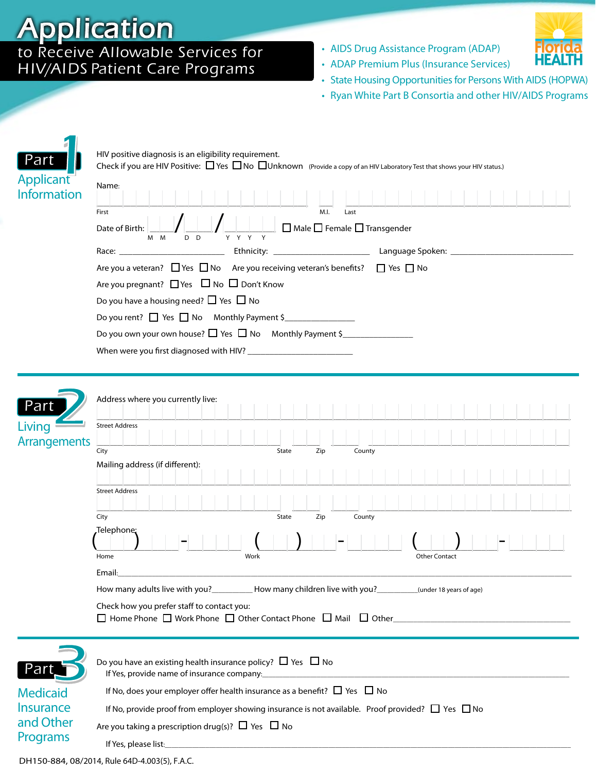# Application

## to Receive Allowable Services for HIV/AIDS Patient Care Programs

- AIDS Drug Assistance Program (ADAP)
- ADAP Premium Plus (Insurance Services)
- State Housing Opportunities for Persons With AIDS (HOPWA)
- Ryan White Part B Consortia and other HIV/AIDS Programs

Florida HEALTH

## Part 1 Applicant Information

HIV positive diagnosis is an eligibility requirement.

Check if you are HIV Positive: ☐ Yes ☐ No ☐ Unknown (Provide a copy of an HIV Laboratory Test that shows your HIV status.)

Name:

First ______________________ M.I. ____ Last ______________________

Date of Birth: ___ / ___ / ______ (M M / D D / Y Y Y Y) ☐ Male ☐ Female ☐ Transgender

Race: ____________________ Ethnicity: ____________________ Language Spoken: ____________________

Are you a veteran? ☐ Yes ☐ No Are you receiving veteran's benefits? ☐ Yes ☐ No

Are you pregnant? ☐ Yes ☐ No ☐ Don't Know

Do you have a housing need? ☐ Yes ☐ No

Do you rent? ☐ Yes ☐ No Monthly Payment $______________

Do you own your own house? ☐ Yes ☐ No Monthly Payment $______________

When were you first diagnosed with HIV? ____________________

## Part 2 Living Arrangements

Address where you currently live:

Street Address ______________________________________________

City ____________________ State ____ Zip ______ County ____________________

Mailing address (if different):

Street Address ______________________________________________

City ____________________ State ____ Zip ______ County ____________________

Telephone:

Home ( ) ___ - ____ Work ( ) ___ - ____ Other Contact ( ) ___ - ____

Email: ______________________________________________

How many adults live with you? ________ How many children live with you? ________ (under 18 years of age)

Check how you prefer staff to contact you:

☐ Home Phone ☐ Work Phone ☐ Other Contact Phone ☐ Mail ☐ Other____________________

## Part 3 Medicaid Insurance and Other Programs

Do you have an existing health insurance policy? ☐ Yes ☐ No

If Yes, provide name of insurance company: ______________________________________________

If No, does your employer offer health insurance as a benefit? ☐ Yes ☐ No

If No, provide proof from employer showing insurance is not available. Proof provided? ☐ Yes ☐ No

Are you taking a prescription drug(s)? ☐ Yes ☐ No

If Yes, please list: ______________________________________________

DH150-884, 08/2014, Rule 64D-4.003(5), F.A.C.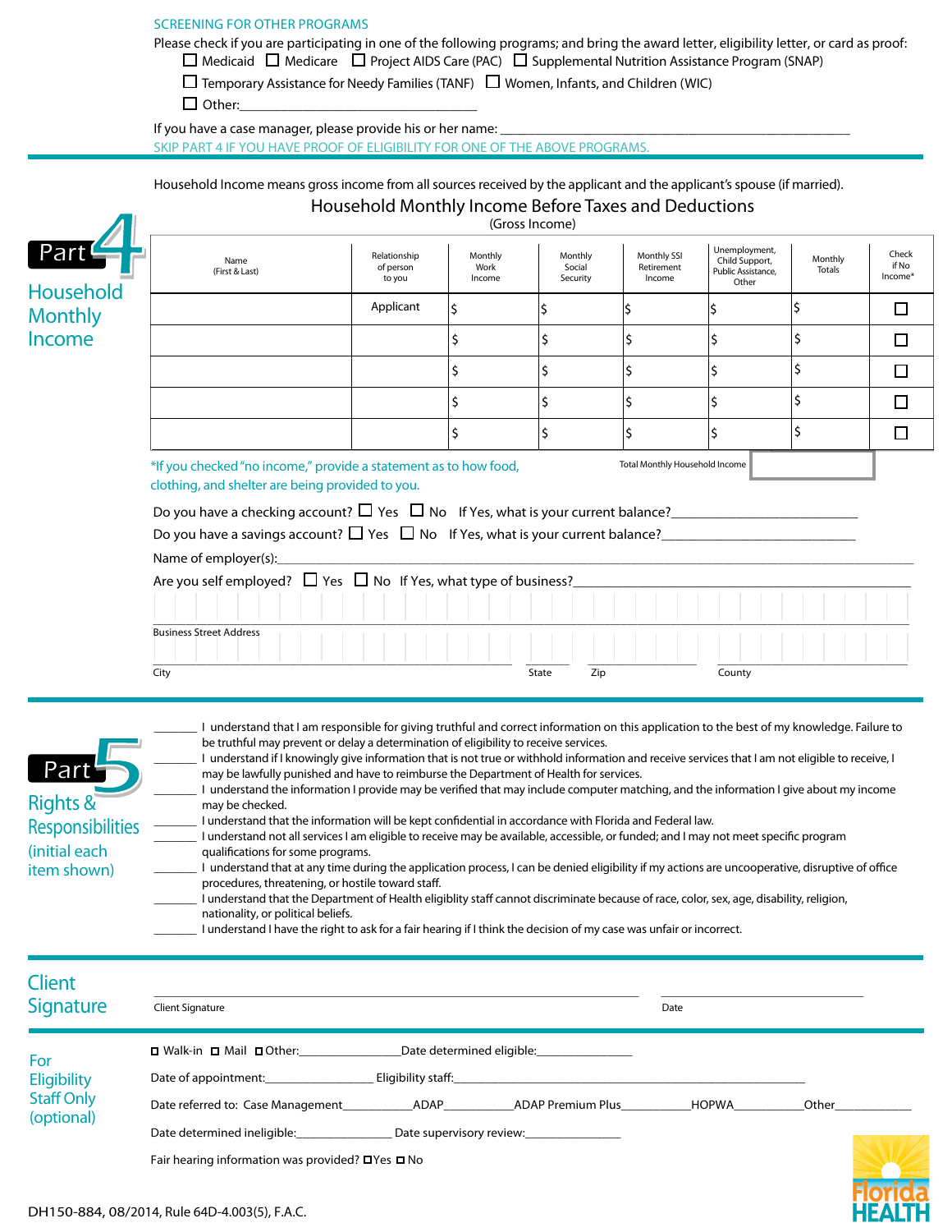SCREENING FOR OTHER PROGRAMS

Please check if you are participating in one of the following programs; and bring the award letter, eligibility letter, or card as proof:

☐ Medicaid ☐ Medicare ☐ Project AIDS Care (PAC) ☐ Supplemental Nutrition Assistance Program (SNAP)

☐ Temporary Assistance for Needy Families (TANF) ☐ Women, Infants, and Children (WIC)

☐ Other:_______________________________

If you have a case manager, please provide his or her name: ______________________________________________

SKIP PART 4 IF YOU HAVE PROOF OF ELIGIBILITY FOR ONE OF THE ABOVE PROGRAMS.

## Part 4 Household Monthly Income

Household Income means gross income from all sources received by the applicant and the applicant's spouse (if married).

### Household Monthly Income Before Taxes and Deductions

(Gross Income)

| Name (First & Last) | Relationship of person to you | Monthly Work Income | Monthly Social Security | Monthly SSI Retirement Income | Unemployment, Child Support, Public Assistance, Other | Monthly Totals | Check if No Income* |
|---|---|---|---|---|---|---|---|
| | Applicant | $ | $ | $ | $ | $ | ☐ |
| | | $ | $ | $ | $ | $ | ☐ |
| | | $ | $ | $ | $ | $ | ☐ |
| | | $ | $ | $ | $ | $ | ☐ |
| | | $ | $ | $ | $ | $ | ☐ |

*If you checked "no income," provide a statement as to how food, clothing, and shelter are being provided to you.

Total Monthly Household Income ____________

Do you have a checking account? ☐ Yes ☐ No If Yes, what is your current balance?_______________________

Do you have a savings account? ☐ Yes ☐ No If Yes, what is your current balance?_______________________

Name of employer(s):_______________________________________________________________

Are you self employed? ☐ Yes ☐ No If Yes, what type of business?________________________________

Business Street Address

City State Zip County

## Part 5 Rights & Responsibilities (initial each item shown)

_______ I understand that I am responsible for giving truthful and correct information on this application to the best of my knowledge. Failure to be truthful may prevent or delay a determination of eligibility to receive services.

_______ I understand if I knowingly give information that is not true or withhold information and receive services that I am not eligible to receive, I may be lawfully punished and have to reimburse the Department of Health for services.

_______ I understand the information I provide may be verified that may include computer matching, and the information I give about my income may be checked.

_______ I understand that the information will be kept confidential in accordance with Florida and Federal law.

_______ I understand not all services I am eligible to receive may be available, accessible, or funded; and I may not meet specific program qualifications for some programs.

_______ I understand that at any time during the application process, I can be denied eligibility if my actions are uncooperative, disruptive of office procedures, threatening, or hostile toward staff.

_______ I understand that the Department of Health eligiblity staff cannot discriminate because of race, color, sex, age, disability, religion, nationality, or political beliefs.

_______ I understand I have the right to ask for a fair hearing if I think the decision of my case was unfair or incorrect.

## Client Signature

_________________________________________ Client Signature

_______________________ Date

## For Eligibility Staff Only (optional)

☐ Walk-in ☐ Mail ☐ Other:_______________ Date determined eligible:______________

Date of appointment:_______________ Eligibility staff:_____________________________________________

Date referred to: Case Management__________ ADAP__________ ADAP Premium Plus__________ HOPWA__________ Other___________

Date determined ineligible:_______________ Date supervisory review:_______________

Fair hearing information was provided? ☐Yes ☐ No

DH150-884, 08/2014, Rule 64D-4.003(5), F.A.C.

Florida HEALTH